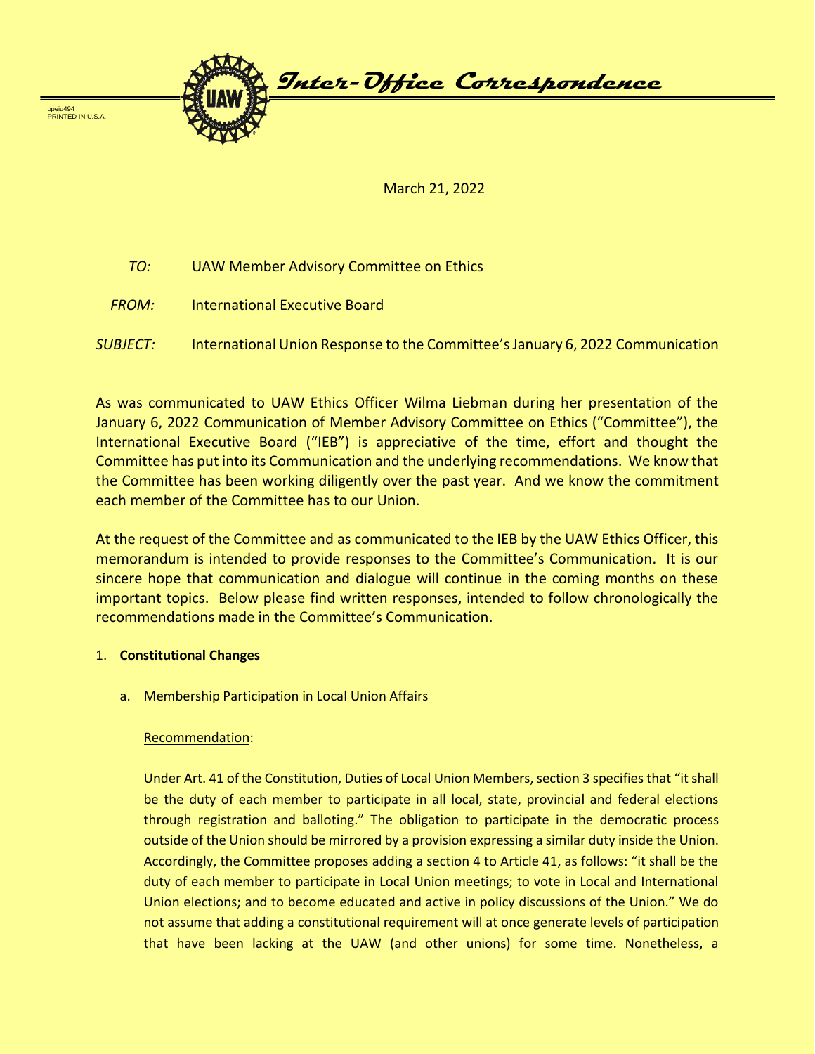opeiu494
PRINTED IN U.S.A.

# Inter-Office Correspondence

March 21, 2022

*TO:* UAW Member Advisory Committee on Ethics

*FROM:* International Executive Board

*SUBJECT:* International Union Response to the Committee's January 6, 2022 Communication

As was communicated to UAW Ethics Officer Wilma Liebman during her presentation of the January 6, 2022 Communication of Member Advisory Committee on Ethics ("Committee"), the International Executive Board ("IEB") is appreciative of the time, effort and thought the Committee has put into its Communication and the underlying recommendations. We know that the Committee has been working diligently over the past year. And we know the commitment each member of the Committee has to our Union.

At the request of the Committee and as communicated to the IEB by the UAW Ethics Officer, this memorandum is intended to provide responses to the Committee's Communication. It is our sincere hope that communication and dialogue will continue in the coming months on these important topics. Below please find written responses, intended to follow chronologically the recommendations made in the Committee's Communication.

1. **Constitutional Changes**

   a. <u>Membership Participation in Local Union Affairs</u>

      <u>Recommendation</u>:

      Under Art. 41 of the Constitution, Duties of Local Union Members, section 3 specifies that "it shall be the duty of each member to participate in all local, state, provincial and federal elections through registration and balloting." The obligation to participate in the democratic process outside of the Union should be mirrored by a provision expressing a similar duty inside the Union. Accordingly, the Committee proposes adding a section 4 to Article 41, as follows: "it shall be the duty of each member to participate in Local Union meetings; to vote in Local and International Union elections; and to become educated and active in policy discussions of the Union." We do not assume that adding a constitutional requirement will at once generate levels of participation that have been lacking at the UAW (and other unions) for some time. Nonetheless, a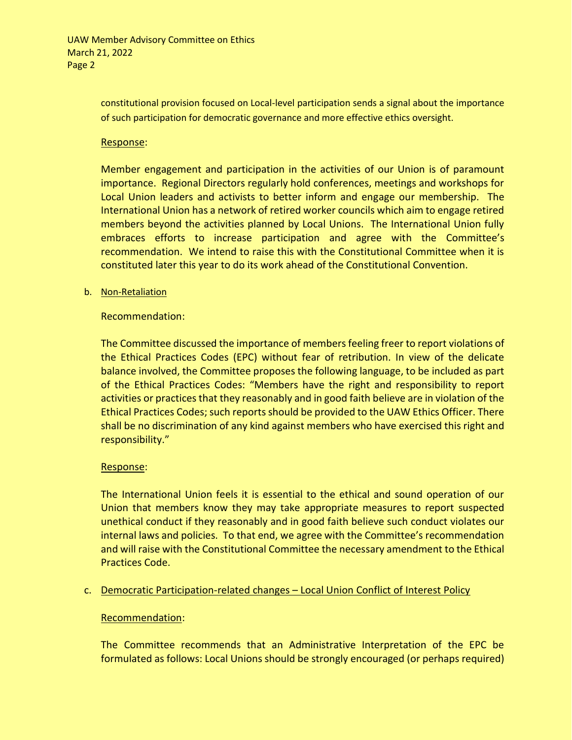constitutional provision focused on Local-level participation sends a signal about the importance of such participation for democratic governance and more effective ethics oversight.

Response:

Member engagement and participation in the activities of our Union is of paramount importance. Regional Directors regularly hold conferences, meetings and workshops for Local Union leaders and activists to better inform and engage our membership. The International Union has a network of retired worker councils which aim to engage retired members beyond the activities planned by Local Unions. The International Union fully embraces efforts to increase participation and agree with the Committee's recommendation. We intend to raise this with the Constitutional Committee when it is constituted later this year to do its work ahead of the Constitutional Convention.

b. Non-Retaliation

Recommendation:

The Committee discussed the importance of members feeling freer to report violations of the Ethical Practices Codes (EPC) without fear of retribution. In view of the delicate balance involved, the Committee proposes the following language, to be included as part of the Ethical Practices Codes: "Members have the right and responsibility to report activities or practices that they reasonably and in good faith believe are in violation of the Ethical Practices Codes; such reports should be provided to the UAW Ethics Officer. There shall be no discrimination of any kind against members who have exercised this right and responsibility."

Response:

The International Union feels it is essential to the ethical and sound operation of our Union that members know they may take appropriate measures to report suspected unethical conduct if they reasonably and in good faith believe such conduct violates our internal laws and policies. To that end, we agree with the Committee's recommendation and will raise with the Constitutional Committee the necessary amendment to the Ethical Practices Code.

c. Democratic Participation-related changes – Local Union Conflict of Interest Policy

Recommendation:

The Committee recommends that an Administrative Interpretation of the EPC be formulated as follows: Local Unions should be strongly encouraged (or perhaps required)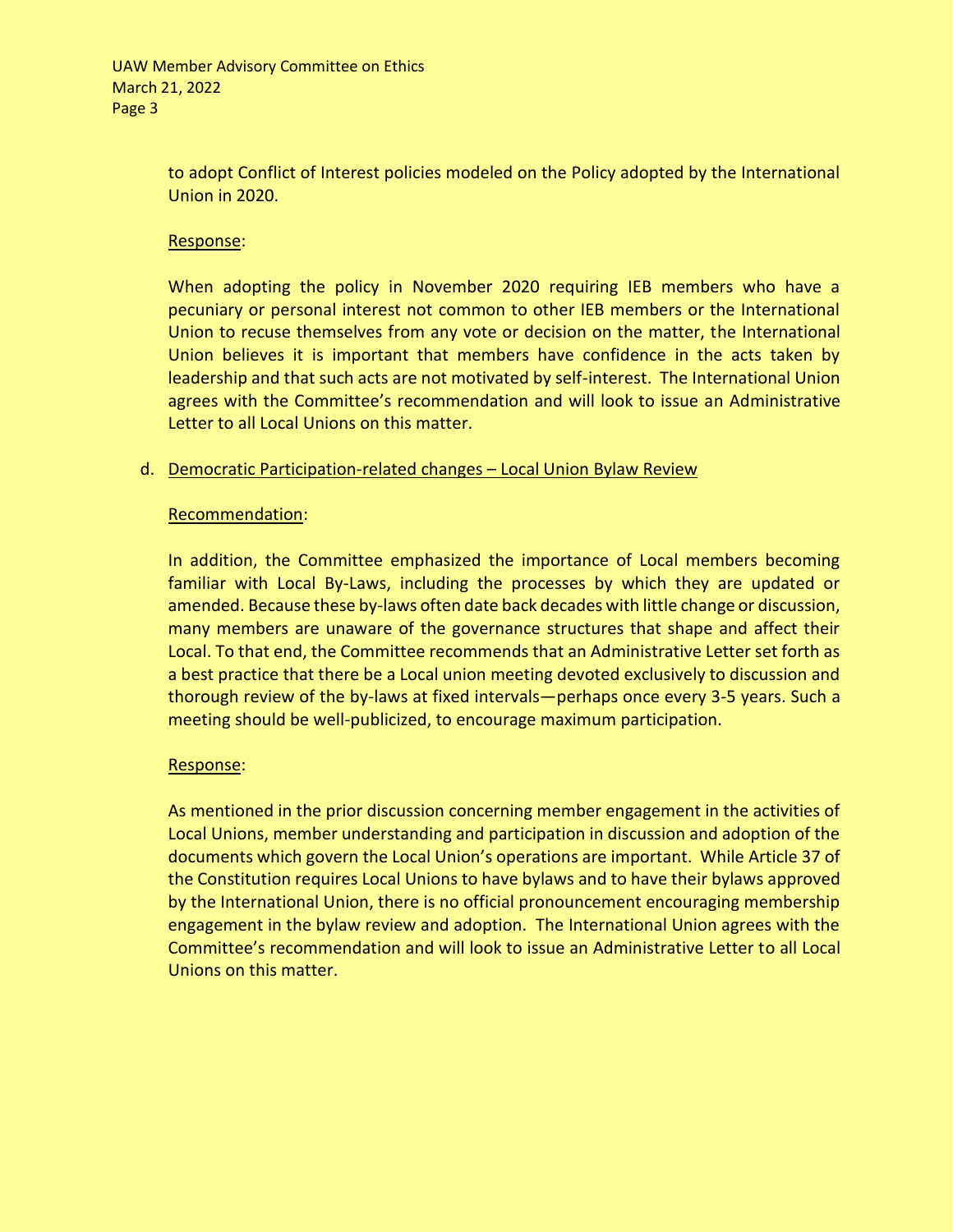to adopt Conflict of Interest policies modeled on the Policy adopted by the International Union in 2020.

<u>Response</u>:

When adopting the policy in November 2020 requiring IEB members who have a pecuniary or personal interest not common to other IEB members or the International Union to recuse themselves from any vote or decision on the matter, the International Union believes it is important that members have confidence in the acts taken by leadership and that such acts are not motivated by self-interest. The International Union agrees with the Committee's recommendation and will look to issue an Administrative Letter to all Local Unions on this matter.

d. <u>Democratic Participation-related changes – Local Union Bylaw Review</u>

<u>Recommendation</u>:

In addition, the Committee emphasized the importance of Local members becoming familiar with Local By-Laws, including the processes by which they are updated or amended. Because these by-laws often date back decades with little change or discussion, many members are unaware of the governance structures that shape and affect their Local. To that end, the Committee recommends that an Administrative Letter set forth as a best practice that there be a Local union meeting devoted exclusively to discussion and thorough review of the by-laws at fixed intervals—perhaps once every 3-5 years. Such a meeting should be well-publicized, to encourage maximum participation.

<u>Response</u>:

As mentioned in the prior discussion concerning member engagement in the activities of Local Unions, member understanding and participation in discussion and adoption of the documents which govern the Local Union's operations are important. While Article 37 of the Constitution requires Local Unions to have bylaws and to have their bylaws approved by the International Union, there is no official pronouncement encouraging membership engagement in the bylaw review and adoption. The International Union agrees with the Committee's recommendation and will look to issue an Administrative Letter to all Local Unions on this matter.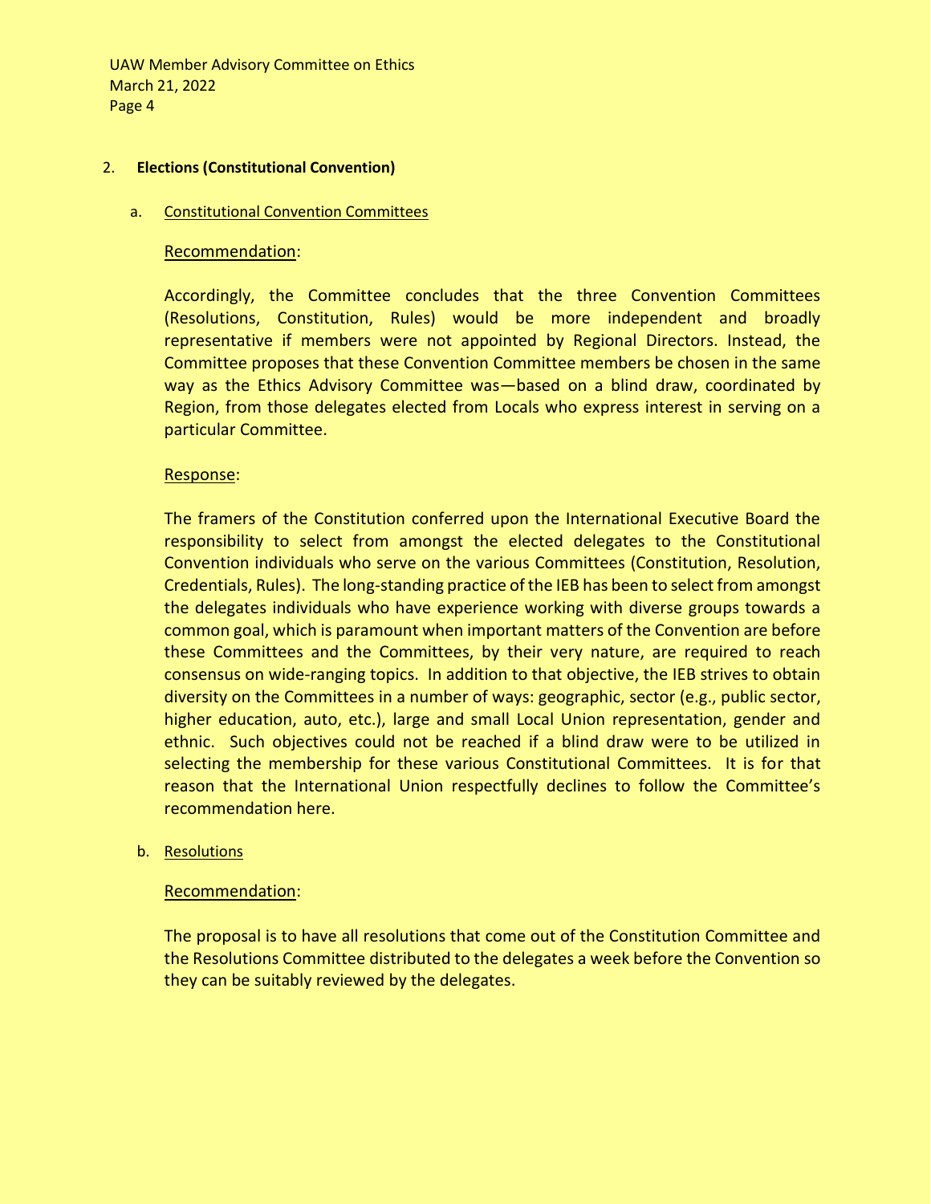2. **Elections (Constitutional Convention)**

   a. Constitutional Convention Committees

      Recommendation:

      Accordingly, the Committee concludes that the three Convention Committees (Resolutions, Constitution, Rules) would be more independent and broadly representative if members were not appointed by Regional Directors. Instead, the Committee proposes that these Convention Committee members be chosen in the same way as the Ethics Advisory Committee was—based on a blind draw, coordinated by Region, from those delegates elected from Locals who express interest in serving on a particular Committee.

      Response:

      The framers of the Constitution conferred upon the International Executive Board the responsibility to select from amongst the elected delegates to the Constitutional Convention individuals who serve on the various Committees (Constitution, Resolution, Credentials, Rules). The long-standing practice of the IEB has been to select from amongst the delegates individuals who have experience working with diverse groups towards a common goal, which is paramount when important matters of the Convention are before these Committees and the Committees, by their very nature, are required to reach consensus on wide-ranging topics. In addition to that objective, the IEB strives to obtain diversity on the Committees in a number of ways: geographic, sector (e.g., public sector, higher education, auto, etc.), large and small Local Union representation, gender and ethnic. Such objectives could not be reached if a blind draw were to be utilized in selecting the membership for these various Constitutional Committees. It is for that reason that the International Union respectfully declines to follow the Committee's recommendation here.

   b. Resolutions

      Recommendation:

      The proposal is to have all resolutions that come out of the Constitution Committee and the Resolutions Committee distributed to the delegates a week before the Convention so they can be suitably reviewed by the delegates.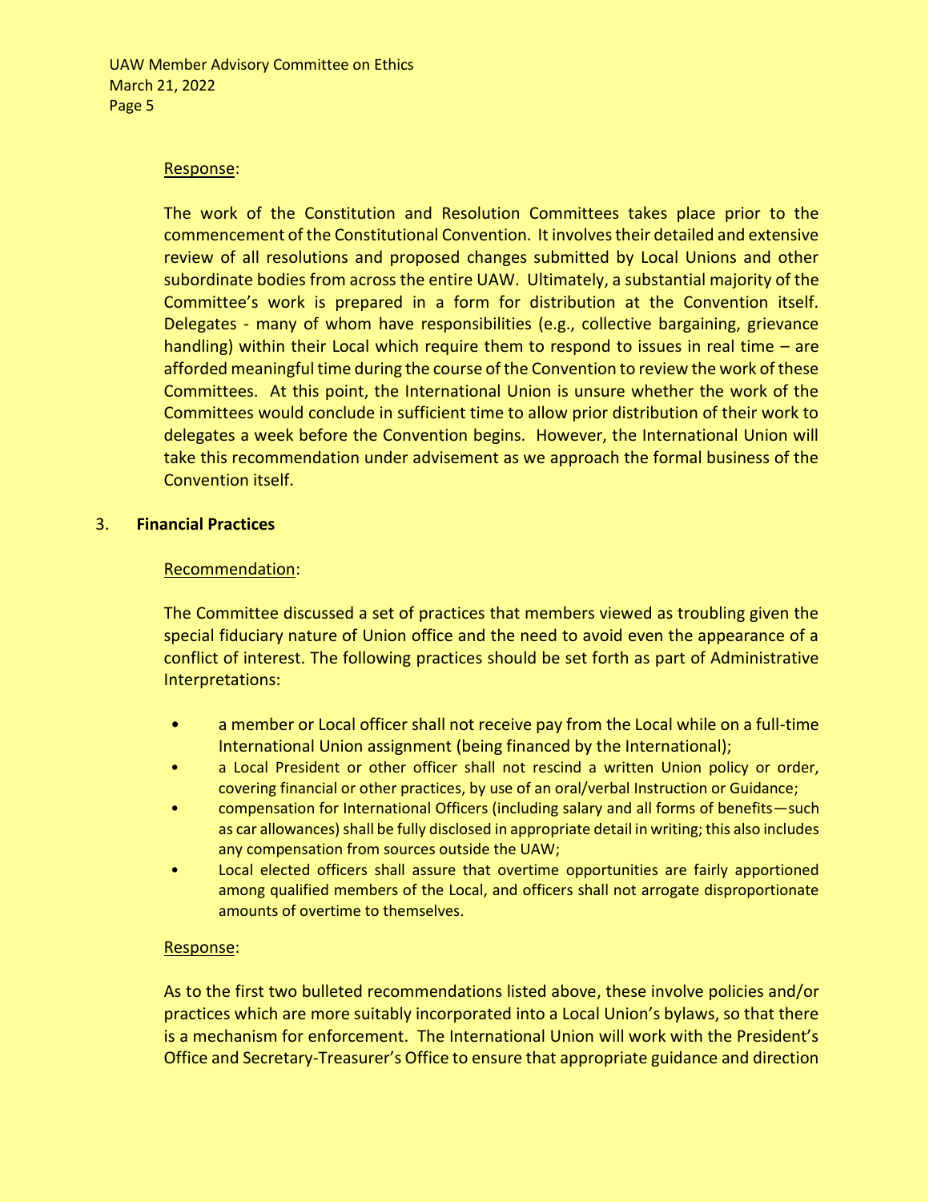Response:

The work of the Constitution and Resolution Committees takes place prior to the commencement of the Constitutional Convention. It involves their detailed and extensive review of all resolutions and proposed changes submitted by Local Unions and other subordinate bodies from across the entire UAW. Ultimately, a substantial majority of the Committee's work is prepared in a form for distribution at the Convention itself. Delegates - many of whom have responsibilities (e.g., collective bargaining, grievance handling) within their Local which require them to respond to issues in real time – are afforded meaningful time during the course of the Convention to review the work of these Committees. At this point, the International Union is unsure whether the work of the Committees would conclude in sufficient time to allow prior distribution of their work to delegates a week before the Convention begins. However, the International Union will take this recommendation under advisement as we approach the formal business of the Convention itself.

3. **Financial Practices**

Recommendation:

The Committee discussed a set of practices that members viewed as troubling given the special fiduciary nature of Union office and the need to avoid even the appearance of a conflict of interest. The following practices should be set forth as part of Administrative Interpretations:

- a member or Local officer shall not receive pay from the Local while on a full-time International Union assignment (being financed by the International);
- a Local President or other officer shall not rescind a written Union policy or order, covering financial or other practices, by use of an oral/verbal Instruction or Guidance;
- compensation for International Officers (including salary and all forms of benefits—such as car allowances) shall be fully disclosed in appropriate detail in writing; this also includes any compensation from sources outside the UAW;
- Local elected officers shall assure that overtime opportunities are fairly apportioned among qualified members of the Local, and officers shall not arrogate disproportionate amounts of overtime to themselves.

Response:

As to the first two bulleted recommendations listed above, these involve policies and/or practices which are more suitably incorporated into a Local Union's bylaws, so that there is a mechanism for enforcement. The International Union will work with the President's Office and Secretary-Treasurer's Office to ensure that appropriate guidance and direction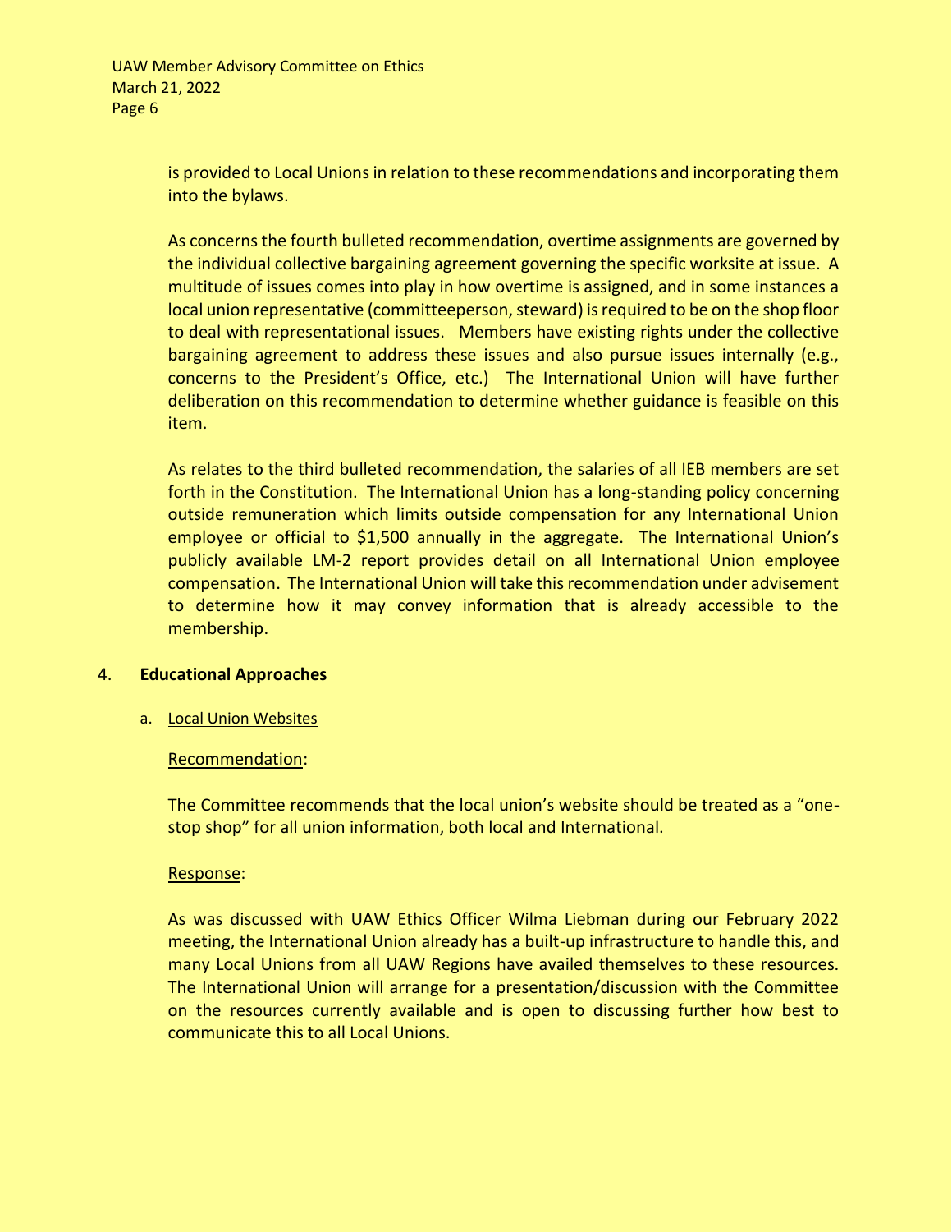is provided to Local Unions in relation to these recommendations and incorporating them into the bylaws.

As concerns the fourth bulleted recommendation, overtime assignments are governed by the individual collective bargaining agreement governing the specific worksite at issue. A multitude of issues comes into play in how overtime is assigned, and in some instances a local union representative (committeeperson, steward) is required to be on the shop floor to deal with representational issues. Members have existing rights under the collective bargaining agreement to address these issues and also pursue issues internally (e.g., concerns to the President's Office, etc.) The International Union will have further deliberation on this recommendation to determine whether guidance is feasible on this item.

As relates to the third bulleted recommendation, the salaries of all IEB members are set forth in the Constitution. The International Union has a long-standing policy concerning outside remuneration which limits outside compensation for any International Union employee or official to $1,500 annually in the aggregate. The International Union's publicly available LM-2 report provides detail on all International Union employee compensation. The International Union will take this recommendation under advisement to determine how it may convey information that is already accessible to the membership.

## 4. **Educational Approaches**

### a. Local Union Websites

Recommendation:

The Committee recommends that the local union's website should be treated as a "one-stop shop" for all union information, both local and International.

Response:

As was discussed with UAW Ethics Officer Wilma Liebman during our February 2022 meeting, the International Union already has a built-up infrastructure to handle this, and many Local Unions from all UAW Regions have availed themselves to these resources. The International Union will arrange for a presentation/discussion with the Committee on the resources currently available and is open to discussing further how best to communicate this to all Local Unions.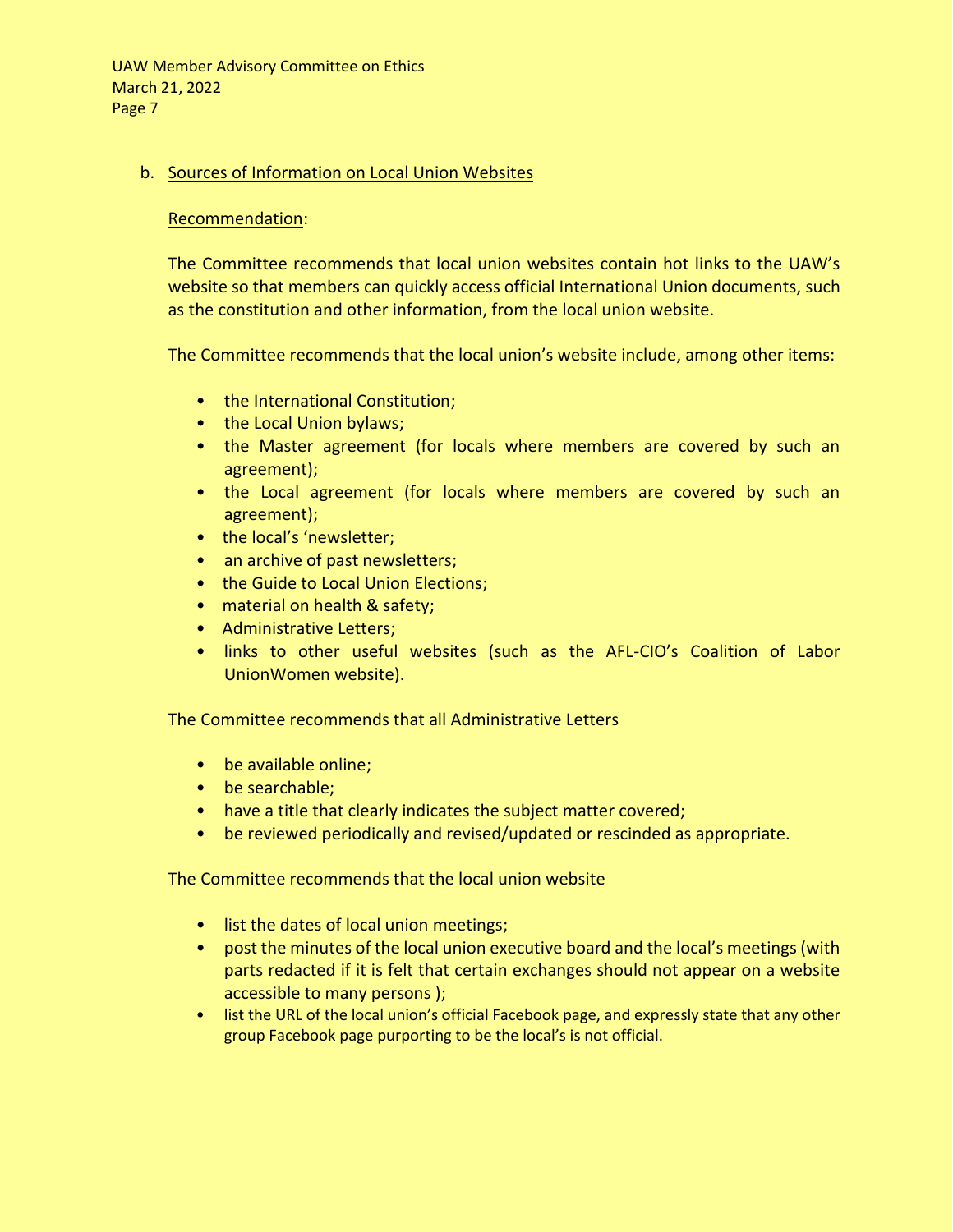b. Sources of Information on Local Union Websites

Recommendation:

The Committee recommends that local union websites contain hot links to the UAW's website so that members can quickly access official International Union documents, such as the constitution and other information, from the local union website.

The Committee recommends that the local union's website include, among other items:

- the International Constitution;
- the Local Union bylaws;
- the Master agreement (for locals where members are covered by such an agreement);
- the Local agreement (for locals where members are covered by such an agreement);
- the local's 'newsletter;
- an archive of past newsletters;
- the Guide to Local Union Elections;
- material on health & safety;
- Administrative Letters;
- links to other useful websites (such as the AFL-CIO's Coalition of Labor UnionWomen website).

The Committee recommends that all Administrative Letters

- be available online;
- be searchable;
- have a title that clearly indicates the subject matter covered;
- be reviewed periodically and revised/updated or rescinded as appropriate.

The Committee recommends that the local union website

- list the dates of local union meetings;
- post the minutes of the local union executive board and the local's meetings (with parts redacted if it is felt that certain exchanges should not appear on a website accessible to many persons );
- list the URL of the local union's official Facebook page, and expressly state that any other group Facebook page purporting to be the local's is not official.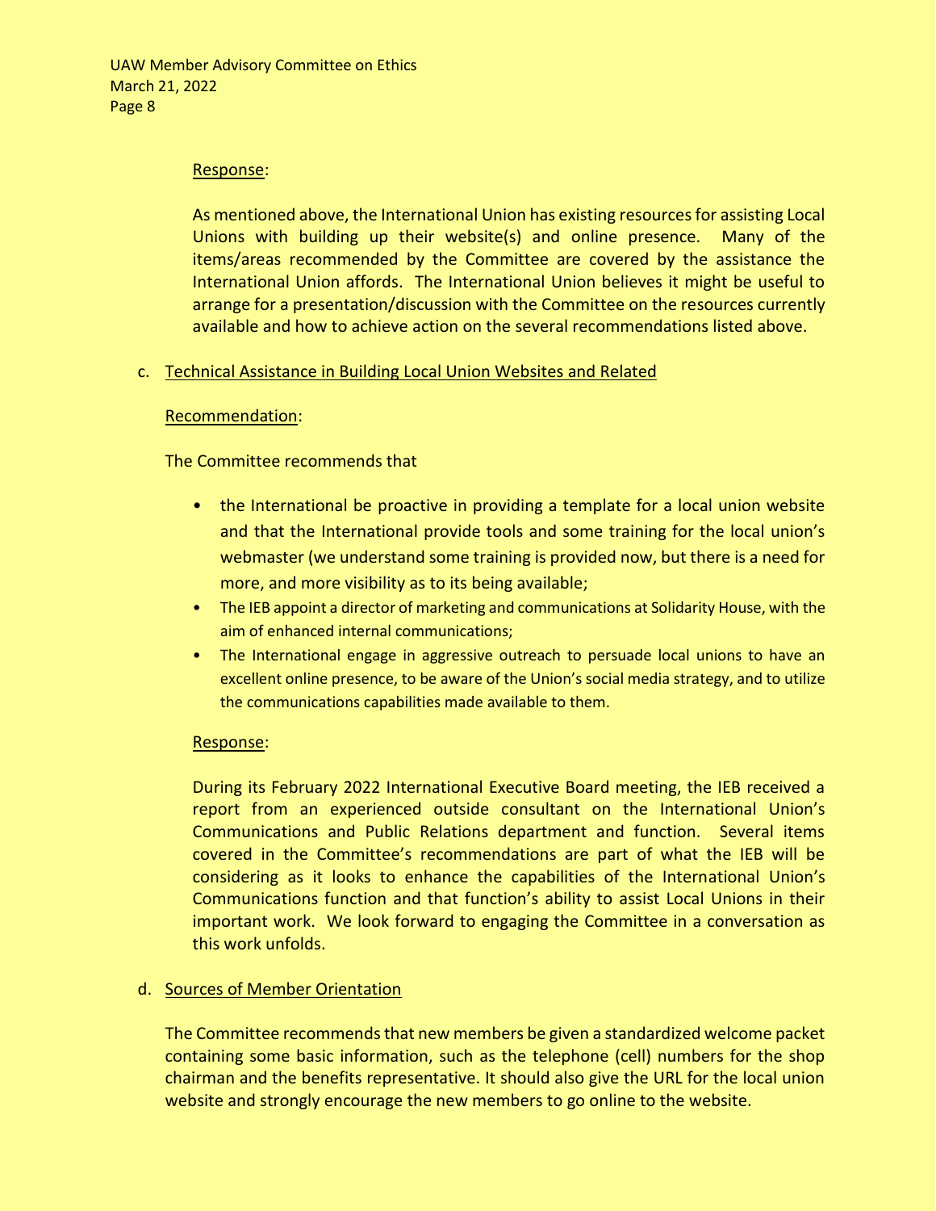Response:

As mentioned above, the International Union has existing resources for assisting Local Unions with building up their website(s) and online presence. Many of the items/areas recommended by the Committee are covered by the assistance the International Union affords. The International Union believes it might be useful to arrange for a presentation/discussion with the Committee on the resources currently available and how to achieve action on the several recommendations listed above.

c. Technical Assistance in Building Local Union Websites and Related

Recommendation:

The Committee recommends that

- the International be proactive in providing a template for a local union website and that the International provide tools and some training for the local union's webmaster (we understand some training is provided now, but there is a need for more, and more visibility as to its being available;
- The IEB appoint a director of marketing and communications at Solidarity House, with the aim of enhanced internal communications;
- The International engage in aggressive outreach to persuade local unions to have an excellent online presence, to be aware of the Union's social media strategy, and to utilize the communications capabilities made available to them.

Response:

During its February 2022 International Executive Board meeting, the IEB received a report from an experienced outside consultant on the International Union's Communications and Public Relations department and function. Several items covered in the Committee's recommendations are part of what the IEB will be considering as it looks to enhance the capabilities of the International Union's Communications function and that function's ability to assist Local Unions in their important work. We look forward to engaging the Committee in a conversation as this work unfolds.

d. Sources of Member Orientation

The Committee recommends that new members be given a standardized welcome packet containing some basic information, such as the telephone (cell) numbers for the shop chairman and the benefits representative. It should also give the URL for the local union website and strongly encourage the new members to go online to the website.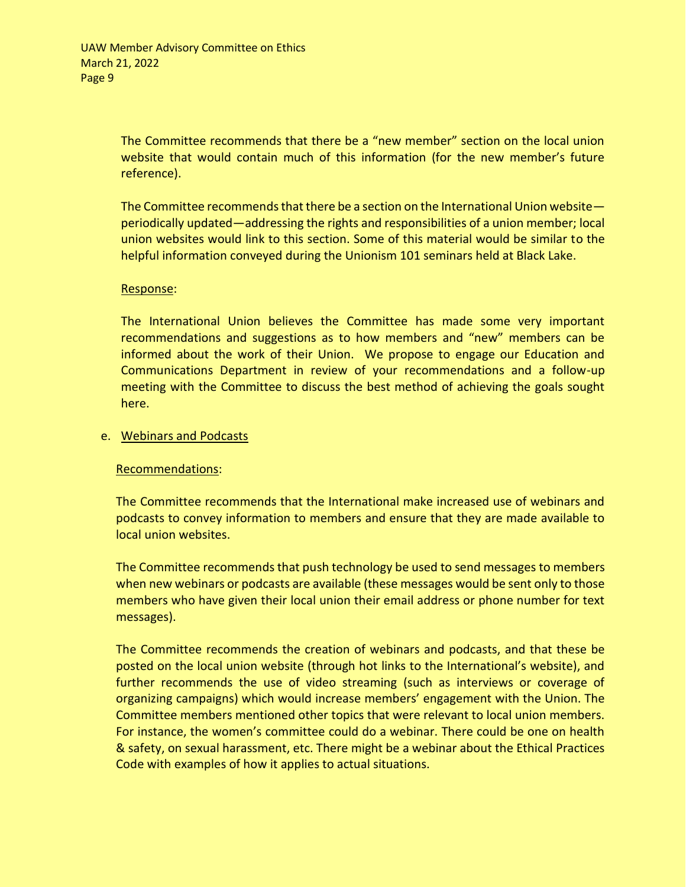The Committee recommends that there be a "new member" section on the local union website that would contain much of this information (for the new member's future reference).

The Committee recommends that there be a section on the International Union website—periodically updated—addressing the rights and responsibilities of a union member; local union websites would link to this section. Some of this material would be similar to the helpful information conveyed during the Unionism 101 seminars held at Black Lake.

<u>Response</u>:

The International Union believes the Committee has made some very important recommendations and suggestions as to how members and "new" members can be informed about the work of their Union. We propose to engage our Education and Communications Department in review of your recommendations and a follow-up meeting with the Committee to discuss the best method of achieving the goals sought here.

e. <u>Webinars and Podcasts</u>

<u>Recommendations</u>:

The Committee recommends that the International make increased use of webinars and podcasts to convey information to members and ensure that they are made available to local union websites.

The Committee recommends that push technology be used to send messages to members when new webinars or podcasts are available (these messages would be sent only to those members who have given their local union their email address or phone number for text messages).

The Committee recommends the creation of webinars and podcasts, and that these be posted on the local union website (through hot links to the International's website), and further recommends the use of video streaming (such as interviews or coverage of organizing campaigns) which would increase members' engagement with the Union. The Committee members mentioned other topics that were relevant to local union members. For instance, the women's committee could do a webinar. There could be one on health & safety, on sexual harassment, etc. There might be a webinar about the Ethical Practices Code with examples of how it applies to actual situations.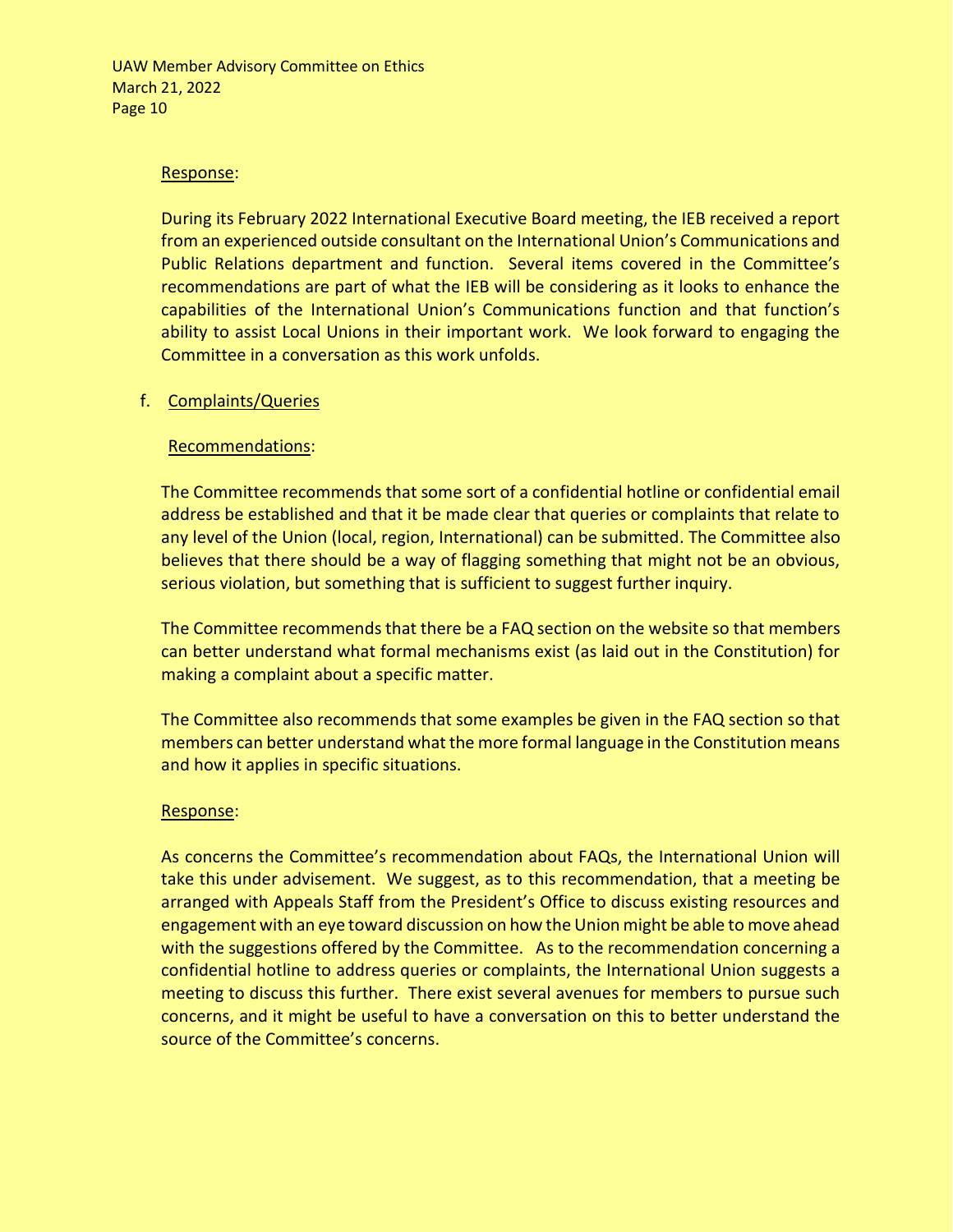Response:

During its February 2022 International Executive Board meeting, the IEB received a report from an experienced outside consultant on the International Union's Communications and Public Relations department and function. Several items covered in the Committee's recommendations are part of what the IEB will be considering as it looks to enhance the capabilities of the International Union's Communications function and that function's ability to assist Local Unions in their important work. We look forward to engaging the Committee in a conversation as this work unfolds.

f. Complaints/Queries

Recommendations:

The Committee recommends that some sort of a confidential hotline or confidential email address be established and that it be made clear that queries or complaints that relate to any level of the Union (local, region, International) can be submitted. The Committee also believes that there should be a way of flagging something that might not be an obvious, serious violation, but something that is sufficient to suggest further inquiry.

The Committee recommends that there be a FAQ section on the website so that members can better understand what formal mechanisms exist (as laid out in the Constitution) for making a complaint about a specific matter.

The Committee also recommends that some examples be given in the FAQ section so that members can better understand what the more formal language in the Constitution means and how it applies in specific situations.

Response:

As concerns the Committee's recommendation about FAQs, the International Union will take this under advisement. We suggest, as to this recommendation, that a meeting be arranged with Appeals Staff from the President's Office to discuss existing resources and engagement with an eye toward discussion on how the Union might be able to move ahead with the suggestions offered by the Committee. As to the recommendation concerning a confidential hotline to address queries or complaints, the International Union suggests a meeting to discuss this further. There exist several avenues for members to pursue such concerns, and it might be useful to have a conversation on this to better understand the source of the Committee's concerns.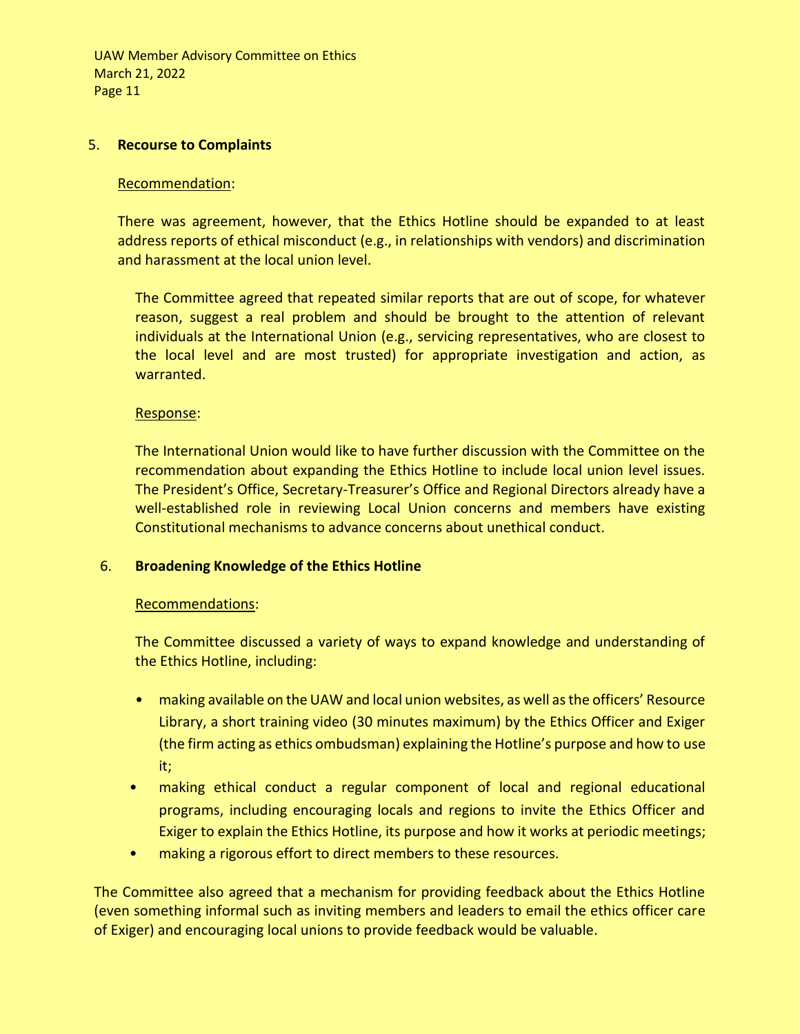5. **Recourse to Complaints**

Recommendation:

There was agreement, however, that the Ethics Hotline should be expanded to at least address reports of ethical misconduct (e.g., in relationships with vendors) and discrimination and harassment at the local union level.

The Committee agreed that repeated similar reports that are out of scope, for whatever reason, suggest a real problem and should be brought to the attention of relevant individuals at the International Union (e.g., servicing representatives, who are closest to the local level and are most trusted) for appropriate investigation and action, as warranted.

Response:

The International Union would like to have further discussion with the Committee on the recommendation about expanding the Ethics Hotline to include local union level issues. The President's Office, Secretary-Treasurer's Office and Regional Directors already have a well-established role in reviewing Local Union concerns and members have existing Constitutional mechanisms to advance concerns about unethical conduct.

6. **Broadening Knowledge of the Ethics Hotline**

Recommendations:

The Committee discussed a variety of ways to expand knowledge and understanding of the Ethics Hotline, including:

- making available on the UAW and local union websites, as well as the officers' Resource Library, a short training video (30 minutes maximum) by the Ethics Officer and Exiger (the firm acting as ethics ombudsman) explaining the Hotline's purpose and how to use it;
- making ethical conduct a regular component of local and regional educational programs, including encouraging locals and regions to invite the Ethics Officer and Exiger to explain the Ethics Hotline, its purpose and how it works at periodic meetings;
- making a rigorous effort to direct members to these resources.

The Committee also agreed that a mechanism for providing feedback about the Ethics Hotline (even something informal such as inviting members and leaders to email the ethics officer care of Exiger) and encouraging local unions to provide feedback would be valuable.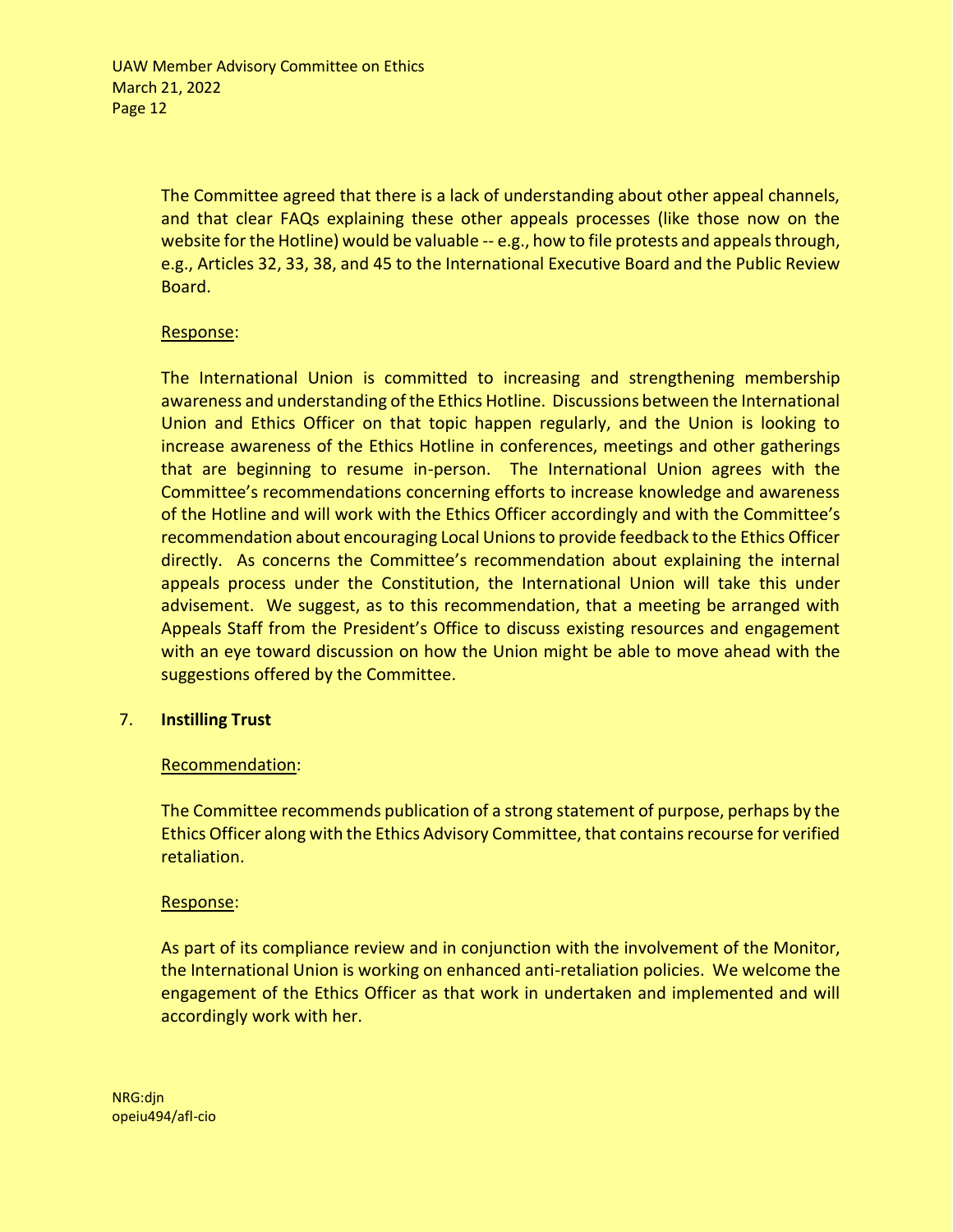The Committee agreed that there is a lack of understanding about other appeal channels, and that clear FAQs explaining these other appeals processes (like those now on the website for the Hotline) would be valuable -- e.g., how to file protests and appeals through, e.g., Articles 32, 33, 38, and 45 to the International Executive Board and the Public Review Board.

Response:

The International Union is committed to increasing and strengthening membership awareness and understanding of the Ethics Hotline. Discussions between the International Union and Ethics Officer on that topic happen regularly, and the Union is looking to increase awareness of the Ethics Hotline in conferences, meetings and other gatherings that are beginning to resume in-person. The International Union agrees with the Committee's recommendations concerning efforts to increase knowledge and awareness of the Hotline and will work with the Ethics Officer accordingly and with the Committee's recommendation about encouraging Local Unions to provide feedback to the Ethics Officer directly. As concerns the Committee's recommendation about explaining the internal appeals process under the Constitution, the International Union will take this under advisement. We suggest, as to this recommendation, that a meeting be arranged with Appeals Staff from the President's Office to discuss existing resources and engagement with an eye toward discussion on how the Union might be able to move ahead with the suggestions offered by the Committee.

7. **Instilling Trust**

Recommendation:

The Committee recommends publication of a strong statement of purpose, perhaps by the Ethics Officer along with the Ethics Advisory Committee, that contains recourse for verified retaliation.

Response:

As part of its compliance review and in conjunction with the involvement of the Monitor, the International Union is working on enhanced anti-retaliation policies. We welcome the engagement of the Ethics Officer as that work in undertaken and implemented and will accordingly work with her.

NRG:djn
opeiu494/afl-cio